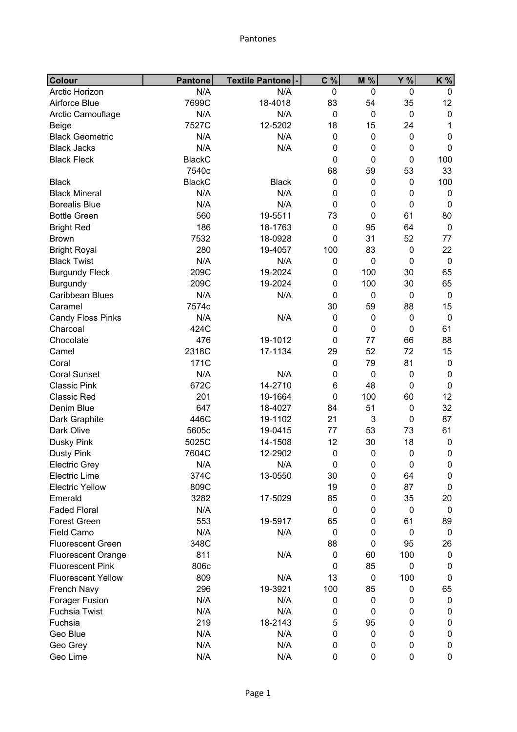| Colour | Pantone | Textile Pantone | C % | M % | Y % | K % |
|---|---|---|---|---|---|---|
| Arctic Horizon | N/A | N/A | 0 | 0 | 0 | 0 |
| Airforce Blue | 7699C | 18-4018 | 83 | 54 | 35 | 12 |
| Arctic Camouflage | N/A | N/A | 0 | 0 | 0 | 0 |
| Beige | 7527C | 12-5202 | 18 | 15 | 24 | 1 |
| Black Geometric | N/A | N/A | 0 | 0 | 0 | 0 |
| Black Jacks | N/A | N/A | 0 | 0 | 0 | 0 |
| Black Fleck | BlackC | | 0 | 0 | 0 | 100 |
| | 7540c | | 68 | 59 | 53 | 33 |
| Black | BlackC | Black | 0 | 0 | 0 | 100 |
| Black Mineral | N/A | N/A | 0 | 0 | 0 | 0 |
| Borealis Blue | N/A | N/A | 0 | 0 | 0 | 0 |
| Bottle Green | 560 | 19-5511 | 73 | 0 | 61 | 80 |
| Bright Red | 186 | 18-1763 | 0 | 95 | 64 | 0 |
| Brown | 7532 | 18-0928 | 0 | 31 | 52 | 77 |
| Bright Royal | 280 | 19-4057 | 100 | 83 | 0 | 22 |
| Black Twist | N/A | N/A | 0 | 0 | 0 | 0 |
| Burgundy Fleck | 209C | 19-2024 | 0 | 100 | 30 | 65 |
| Burgundy | 209C | 19-2024 | 0 | 100 | 30 | 65 |
| Caribbean Blues | N/A | N/A | 0 | 0 | 0 | 0 |
| Caramel | 7574c | | 30 | 59 | 88 | 15 |
| Candy Floss Pinks | N/A | N/A | 0 | 0 | 0 | 0 |
| Charcoal | 424C | | 0 | 0 | 0 | 61 |
| Chocolate | 476 | 19-1012 | 0 | 77 | 66 | 88 |
| Camel | 2318C | 17-1134 | 29 | 52 | 72 | 15 |
| Coral | 171C | | 0 | 79 | 81 | 0 |
| Coral Sunset | N/A | N/A | 0 | 0 | 0 | 0 |
| Classic Pink | 672C | 14-2710 | 6 | 48 | 0 | 0 |
| Classic Red | 201 | 19-1664 | 0 | 100 | 60 | 12 |
| Denim Blue | 647 | 18-4027 | 84 | 51 | 0 | 32 |
| Dark Graphite | 446C | 19-1102 | 21 | 3 | 0 | 87 |
| Dark Olive | 5605c | 19-0415 | 77 | 53 | 73 | 61 |
| Dusky Pink | 5025C | 14-1508 | 12 | 30 | 18 | 0 |
| Dusty Pink | 7604C | 12-2902 | 0 | 0 | 0 | 0 |
| Electric Grey | N/A | N/A | 0 | 0 | 0 | 0 |
| Electric Lime | 374C | 13-0550 | 30 | 0 | 64 | 0 |
| Electric Yellow | 809C | | 19 | 0 | 87 | 0 |
| Emerald | 3282 | 17-5029 | 85 | 0 | 35 | 20 |
| Faded Floral | N/A | | 0 | 0 | 0 | 0 |
| Forest Green | 553 | 19-5917 | 65 | 0 | 61 | 89 |
| Field Camo | N/A | N/A | 0 | 0 | 0 | 0 |
| Fluorescent Green | 348C | | 88 | 0 | 95 | 26 |
| Fluorescent Orange | 811 | N/A | 0 | 60 | 100 | 0 |
| Fluorescent Pink | 806c | | 0 | 85 | 0 | 0 |
| Fluorescent Yellow | 809 | N/A | 13 | 0 | 100 | 0 |
| French Navy | 296 | 19-3921 | 100 | 85 | 0 | 65 |
| Forager Fusion | N/A | N/A | 0 | 0 | 0 | 0 |
| Fuchsia Twist | N/A | N/A | 0 | 0 | 0 | 0 |
| Fuchsia | 219 | 18-2143 | 5 | 95 | 0 | 0 |
| Geo Blue | N/A | N/A | 0 | 0 | 0 | 0 |
| Geo Grey | N/A | N/A | 0 | 0 | 0 | 0 |
| Geo Lime | N/A | N/A | 0 | 0 | 0 | 0 |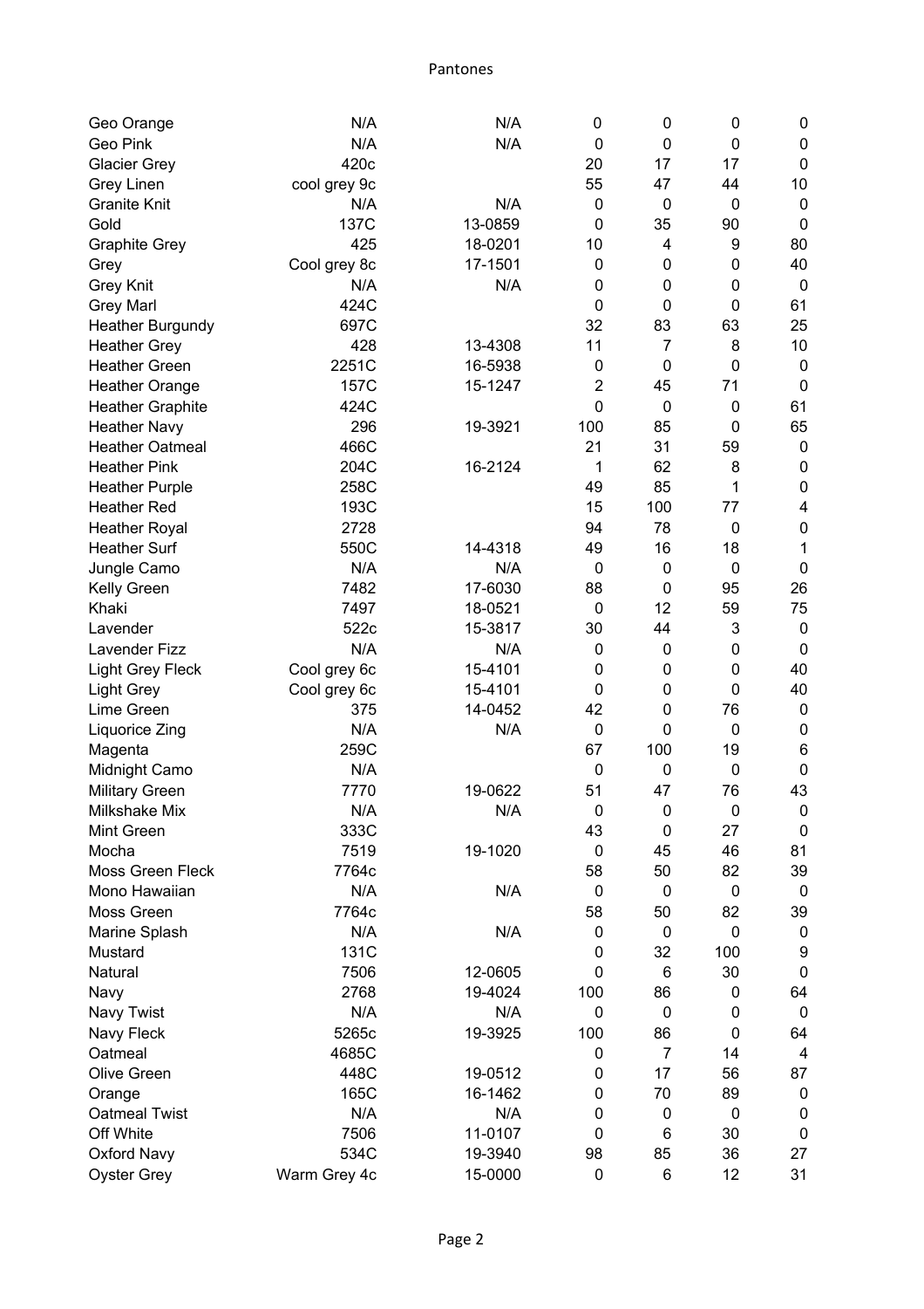| | | | | | | |
|---|---|---|---|---|---|---|
| Geo Orange | N/A | N/A | 0 | 0 | 0 | 0 |
| Geo Pink | N/A | N/A | 0 | 0 | 0 | 0 |
| Glacier Grey | 420c | | 20 | 17 | 17 | 0 |
| Grey Linen | cool grey 9c | | 55 | 47 | 44 | 10 |
| Granite Knit | N/A | N/A | 0 | 0 | 0 | 0 |
| Gold | 137C | 13-0859 | 0 | 35 | 90 | 0 |
| Graphite Grey | 425 | 18-0201 | 10 | 4 | 9 | 80 |
| Grey | Cool grey 8c | 17-1501 | 0 | 0 | 0 | 40 |
| Grey Knit | N/A | N/A | 0 | 0 | 0 | 0 |
| Grey Marl | 424C | | 0 | 0 | 0 | 61 |
| Heather Burgundy | 697C | | 32 | 83 | 63 | 25 |
| Heather Grey | 428 | 13-4308 | 11 | 7 | 8 | 10 |
| Heather Green | 2251C | 16-5938 | 0 | 0 | 0 | 0 |
| Heather Orange | 157C | 15-1247 | 2 | 45 | 71 | 0 |
| Heather Graphite | 424C | | 0 | 0 | 0 | 61 |
| Heather Navy | 296 | 19-3921 | 100 | 85 | 0 | 65 |
| Heather Oatmeal | 466C | | 21 | 31 | 59 | 0 |
| Heather Pink | 204C | 16-2124 | 1 | 62 | 8 | 0 |
| Heather Purple | 258C | | 49 | 85 | 1 | 0 |
| Heather Red | 193C | | 15 | 100 | 77 | 4 |
| Heather Royal | 2728 | | 94 | 78 | 0 | 0 |
| Heather Surf | 550C | 14-4318 | 49 | 16 | 18 | 1 |
| Jungle Camo | N/A | N/A | 0 | 0 | 0 | 0 |
| Kelly Green | 7482 | 17-6030 | 88 | 0 | 95 | 26 |
| Khaki | 7497 | 18-0521 | 0 | 12 | 59 | 75 |
| Lavender | 522c | 15-3817 | 30 | 44 | 3 | 0 |
| Lavender Fizz | N/A | N/A | 0 | 0 | 0 | 0 |
| Light Grey Fleck | Cool grey 6c | 15-4101 | 0 | 0 | 0 | 40 |
| Light Grey | Cool grey 6c | 15-4101 | 0 | 0 | 0 | 40 |
| Lime Green | 375 | 14-0452 | 42 | 0 | 76 | 0 |
| Liquorice Zing | N/A | N/A | 0 | 0 | 0 | 0 |
| Magenta | 259C | | 67 | 100 | 19 | 6 |
| Midnight Camo | N/A | | 0 | 0 | 0 | 0 |
| Military Green | 7770 | 19-0622 | 51 | 47 | 76 | 43 |
| Milkshake Mix | N/A | N/A | 0 | 0 | 0 | 0 |
| Mint Green | 333C | | 43 | 0 | 27 | 0 |
| Mocha | 7519 | 19-1020 | 0 | 45 | 46 | 81 |
| Moss Green Fleck | 7764c | | 58 | 50 | 82 | 39 |
| Mono Hawaiian | N/A | N/A | 0 | 0 | 0 | 0 |
| Moss Green | 7764c | | 58 | 50 | 82 | 39 |
| Marine Splash | N/A | N/A | 0 | 0 | 0 | 0 |
| Mustard | 131C | | 0 | 32 | 100 | 9 |
| Natural | 7506 | 12-0605 | 0 | 6 | 30 | 0 |
| Navy | 2768 | 19-4024 | 100 | 86 | 0 | 64 |
| Navy Twist | N/A | N/A | 0 | 0 | 0 | 0 |
| Navy Fleck | 5265c | 19-3925 | 100 | 86 | 0 | 64 |
| Oatmeal | 4685C | | 0 | 7 | 14 | 4 |
| Olive Green | 448C | 19-0512 | 0 | 17 | 56 | 87 |
| Orange | 165C | 16-1462 | 0 | 70 | 89 | 0 |
| Oatmeal Twist | N/A | N/A | 0 | 0 | 0 | 0 |
| Off White | 7506 | 11-0107 | 0 | 6 | 30 | 0 |
| Oxford Navy | 534C | 19-3940 | 98 | 85 | 36 | 27 |
| Oyster Grey | Warm Grey 4c | 15-0000 | 0 | 6 | 12 | 31 |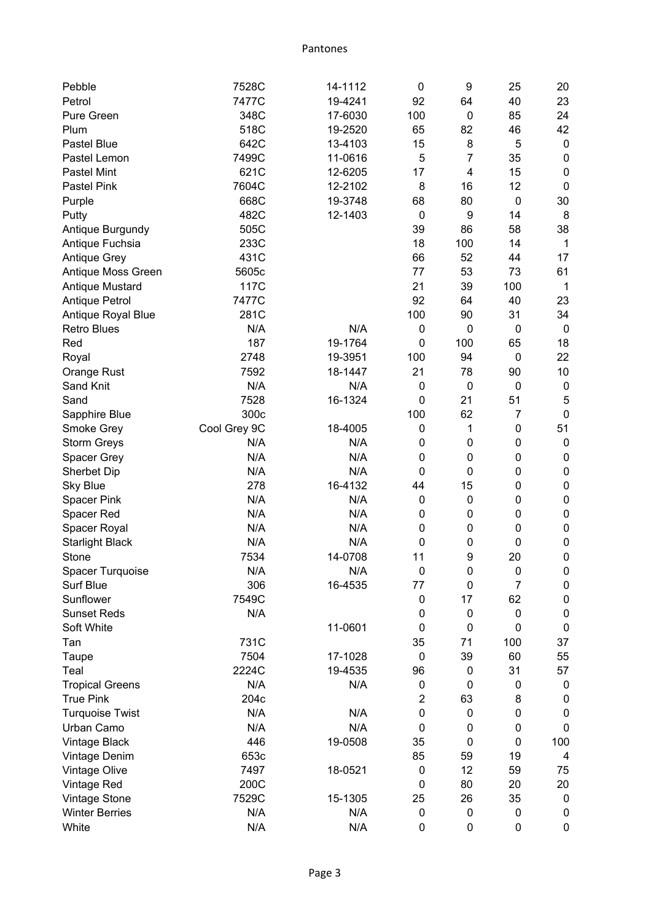# Pantones

| | | | | | | |
|---|---|---|---|---|---|---|
| Pebble | 7528C | 14-1112 | 0 | 9 | 25 | 20 |
| Petrol | 7477C | 19-4241 | 92 | 64 | 40 | 23 |
| Pure Green | 348C | 17-6030 | 100 | 0 | 85 | 24 |
| Plum | 518C | 19-2520 | 65 | 82 | 46 | 42 |
| Pastel Blue | 642C | 13-4103 | 15 | 8 | 5 | 0 |
| Pastel Lemon | 7499C | 11-0616 | 5 | 7 | 35 | 0 |
| Pastel Mint | 621C | 12-6205 | 17 | 4 | 15 | 0 |
| Pastel Pink | 7604C | 12-2102 | 8 | 16 | 12 | 0 |
| Purple | 668C | 19-3748 | 68 | 80 | 0 | 30 |
| Putty | 482C | 12-1403 | 0 | 9 | 14 | 8 |
| Antique Burgundy | 505C | | 39 | 86 | 58 | 38 |
| Antique Fuchsia | 233C | | 18 | 100 | 14 | 1 |
| Antique Grey | 431C | | 66 | 52 | 44 | 17 |
| Antique Moss Green | 5605c | | 77 | 53 | 73 | 61 |
| Antique Mustard | 117C | | 21 | 39 | 100 | 1 |
| Antique Petrol | 7477C | | 92 | 64 | 40 | 23 |
| Antique Royal Blue | 281C | | 100 | 90 | 31 | 34 |
| Retro Blues | N/A | N/A | 0 | 0 | 0 | 0 |
| Red | 187 | 19-1764 | 0 | 100 | 65 | 18 |
| Royal | 2748 | 19-3951 | 100 | 94 | 0 | 22 |
| Orange Rust | 7592 | 18-1447 | 21 | 78 | 90 | 10 |
| Sand Knit | N/A | N/A | 0 | 0 | 0 | 0 |
| Sand | 7528 | 16-1324 | 0 | 21 | 51 | 5 |
| Sapphire Blue | 300c | | 100 | 62 | 7 | 0 |
| Smoke Grey | Cool Grey 9C | 18-4005 | 0 | 1 | 0 | 51 |
| Storm Greys | N/A | N/A | 0 | 0 | 0 | 0 |
| Spacer Grey | N/A | N/A | 0 | 0 | 0 | 0 |
| Sherbet Dip | N/A | N/A | 0 | 0 | 0 | 0 |
| Sky Blue | 278 | 16-4132 | 44 | 15 | 0 | 0 |
| Spacer Pink | N/A | N/A | 0 | 0 | 0 | 0 |
| Spacer Red | N/A | N/A | 0 | 0 | 0 | 0 |
| Spacer Royal | N/A | N/A | 0 | 0 | 0 | 0 |
| Starlight Black | N/A | N/A | 0 | 0 | 0 | 0 |
| Stone | 7534 | 14-0708 | 11 | 9 | 20 | 0 |
| Spacer Turquoise | N/A | N/A | 0 | 0 | 0 | 0 |
| Surf Blue | 306 | 16-4535 | 77 | 0 | 7 | 0 |
| Sunflower | 7549C | | 0 | 17 | 62 | 0 |
| Sunset Reds | N/A | | 0 | 0 | 0 | 0 |
| Soft White | | 11-0601 | 0 | 0 | 0 | 0 |
| Tan | 731C | | 35 | 71 | 100 | 37 |
| Taupe | 7504 | 17-1028 | 0 | 39 | 60 | 55 |
| Teal | 2224C | 19-4535 | 96 | 0 | 31 | 57 |
| Tropical Greens | N/A | N/A | 0 | 0 | 0 | 0 |
| True Pink | 204c | | 2 | 63 | 8 | 0 |
| Turquoise Twist | N/A | N/A | 0 | 0 | 0 | 0 |
| Urban Camo | N/A | N/A | 0 | 0 | 0 | 0 |
| Vintage Black | 446 | 19-0508 | 35 | 0 | 0 | 100 |
| Vintage Denim | 653c | | 85 | 59 | 19 | 4 |
| Vintage Olive | 7497 | 18-0521 | 0 | 12 | 59 | 75 |
| Vintage Red | 200C | | 0 | 80 | 20 | 20 |
| Vintage Stone | 7529C | 15-1305 | 25 | 26 | 35 | 0 |
| Winter Berries | N/A | N/A | 0 | 0 | 0 | 0 |
| White | N/A | N/A | 0 | 0 | 0 | 0 |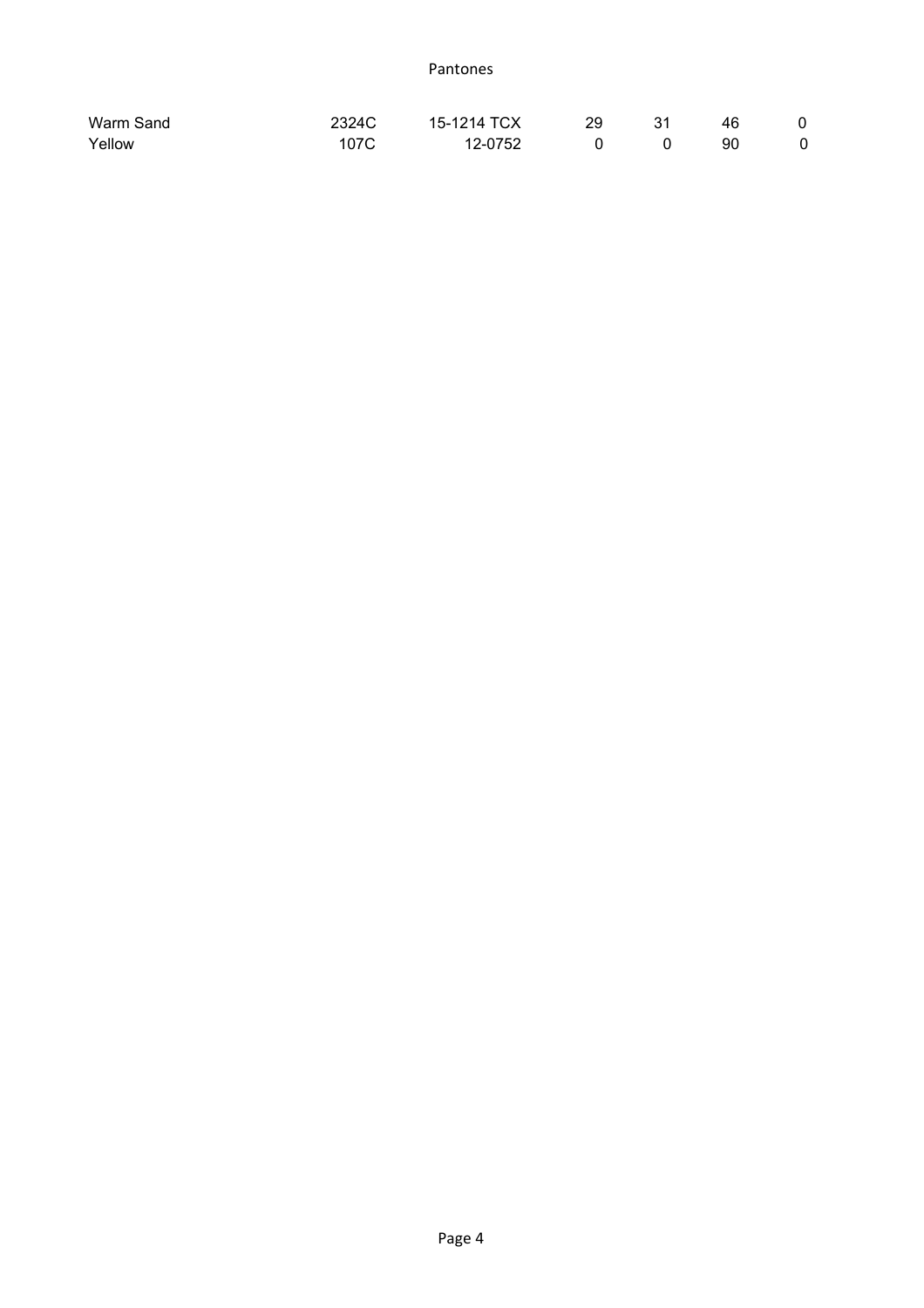| | | | | | | |
|---|---|---|---|---|---|---|
| Warm Sand | 2324C | 15-1214 TCX | 29 | 31 | 46 | 0 |
| Yellow | 107C | 12-0752 | 0 | 0 | 90 | 0 |